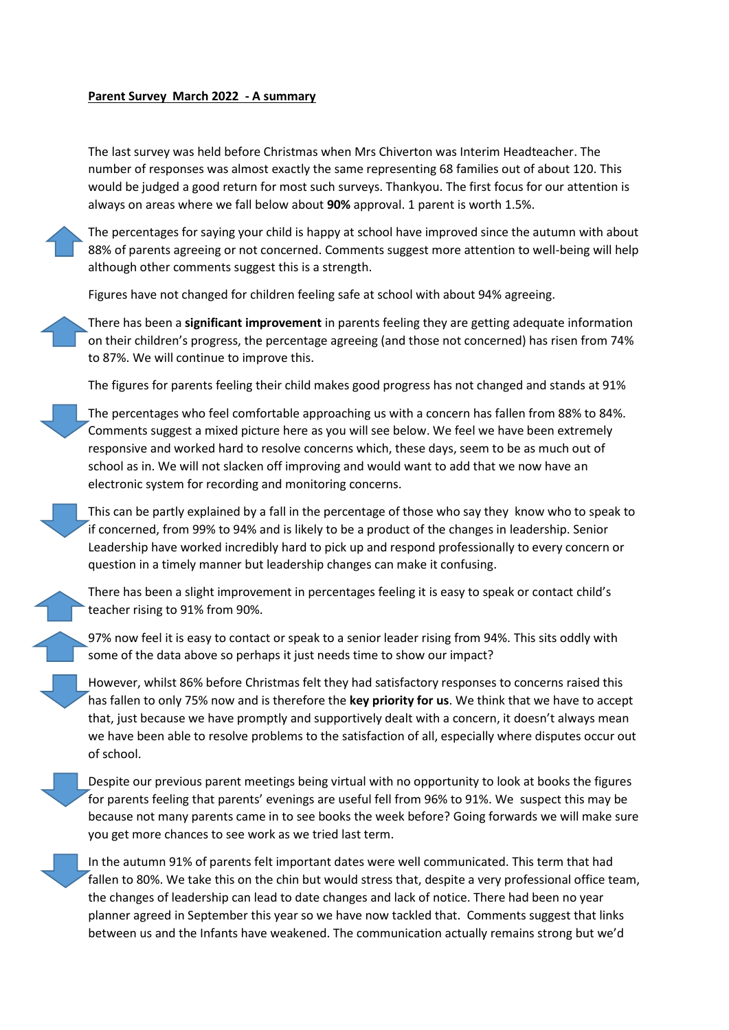**Parent Survey March 2022 - A summary**

The last survey was held before Christmas when Mrs Chiverton was Interim Headteacher. The number of responses was almost exactly the same representing 68 families out of about 120. This would be judged a good return for most such surveys. Thankyou. The first focus for our attention is always on areas where we fall below about **90%** approval. 1 parent is worth 1.5%.

The percentages for saying your child is happy at school have improved since the autumn with about 88% of parents agreeing or not concerned. Comments suggest more attention to well-being will help although other comments suggest this is a strength.

Figures have not changed for children feeling safe at school with about 94% agreeing.

There has been a **significant improvement** in parents feeling they are getting adequate information on their children's progress, the percentage agreeing (and those not concerned) has risen from 74% to 87%. We will continue to improve this.

The figures for parents feeling their child makes good progress has not changed and stands at 91%

The percentages who feel comfortable approaching us with a concern has fallen from 88% to 84%. Comments suggest a mixed picture here as you will see below. We feel we have been extremely responsive and worked hard to resolve concerns which, these days, seem to be as much out of school as in. We will not slacken off improving and would want to add that we now have an electronic system for recording and monitoring concerns.

This can be partly explained by a fall in the percentage of those who say they know who to speak to if concerned, from 99% to 94% and is likely to be a product of the changes in leadership. Senior Leadership have worked incredibly hard to pick up and respond professionally to every concern or question in a timely manner but leadership changes can make it confusing.

There has been a slight improvement in percentages feeling it is easy to speak or contact child's teacher rising to 91% from 90%.

97% now feel it is easy to contact or speak to a senior leader rising from 94%. This sits oddly with some of the data above so perhaps it just needs time to show our impact?

However, whilst 86% before Christmas felt they had satisfactory responses to concerns raised this has fallen to only 75% now and is therefore the **key priority for us**. We think that we have to accept that, just because we have promptly and supportively dealt with a concern, it doesn't always mean we have been able to resolve problems to the satisfaction of all, especially where disputes occur out of school.

Despite our previous parent meetings being virtual with no opportunity to look at books the figures for parents feeling that parents' evenings are useful fell from 96% to 91%. We suspect this may be because not many parents came in to see books the week before? Going forwards we will make sure you get more chances to see work as we tried last term.

In the autumn 91% of parents felt important dates were well communicated. This term that had fallen to 80%. We take this on the chin but would stress that, despite a very professional office team, the changes of leadership can lead to date changes and lack of notice. There had been no year planner agreed in September this year so we have now tackled that. Comments suggest that links between us and the Infants have weakened. The communication actually remains strong but we'd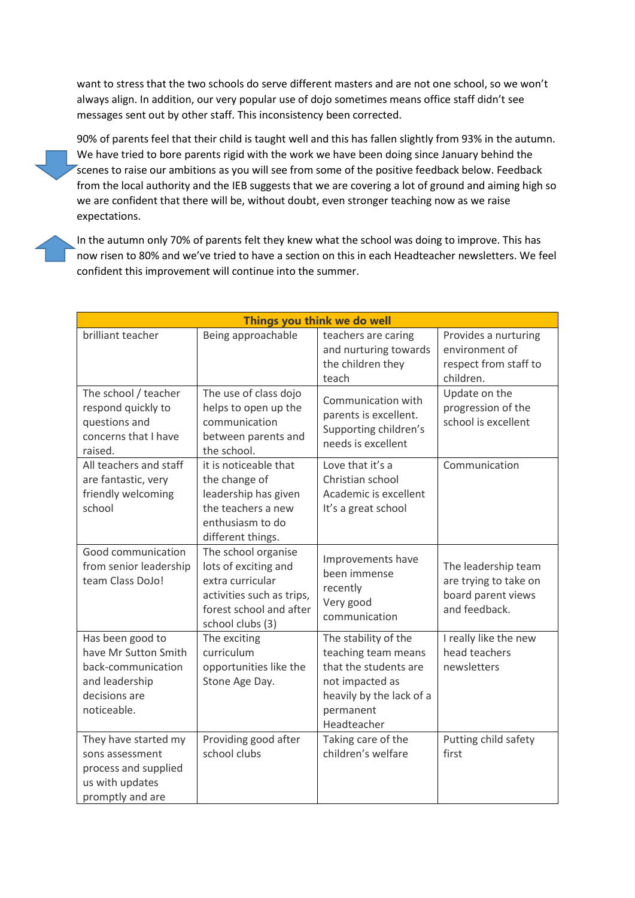want to stress that the two schools do serve different masters and are not one school, so we won't always align. In addition, our very popular use of dojo sometimes means office staff didn't see messages sent out by other staff. This inconsistency been corrected.

90% of parents feel that their child is taught well and this has fallen slightly from 93% in the autumn. We have tried to bore parents rigid with the work we have been doing since January behind the scenes to raise our ambitions as you will see from some of the positive feedback below. Feedback from the local authority and the IEB suggests that we are covering a lot of ground and aiming high so we are confident that there will be, without doubt, even stronger teaching now as we raise expectations.

In the autumn only 70% of parents felt they knew what the school was doing to improve. This has now risen to 80% and we've tried to have a section on this in each Headteacher newsletters. We feel confident this improvement will continue into the summer.

| **Things you think we do well** | | | |
|---|---|---|---|
| brilliant teacher | Being approachable | teachers are caring and nurturing towards the children they teach | Provides a nurturing environment of respect from staff to children. |
| The school / teacher respond quickly to questions and concerns that I have raised. | The use of class dojo helps to open up the communication between parents and the school. | Communication with parents is excellent. Supporting children's needs is excellent | Update on the progression of the school is excellent |
| All teachers and staff are fantastic, very friendly welcoming school | it is noticeable that the change of leadership has given the teachers a new enthusiasm to do different things. | Love that it's a Christian school Academic is excellent It's a great school | Communication |
| Good communication from senior leadership team Class DoJo! | The school organise lots of exciting and extra curricular activities such as trips, forest school and after school clubs (3) | Improvements have been immense recently Very good communication | The leadership team are trying to take on board parent views and feedback. |
| Has been good to have Mr Sutton Smith back-communication and leadership decisions are noticeable. | The exciting curriculum opportunities like the Stone Age Day. | The stability of the teaching team means that the students are not impacted as heavily by the lack of a permanent Headteacher | I really like the new head teachers newsletters |
| They have started my sons assessment process and supplied us with updates promptly and are | Providing good after school clubs | Taking care of the children's welfare | Putting child safety first |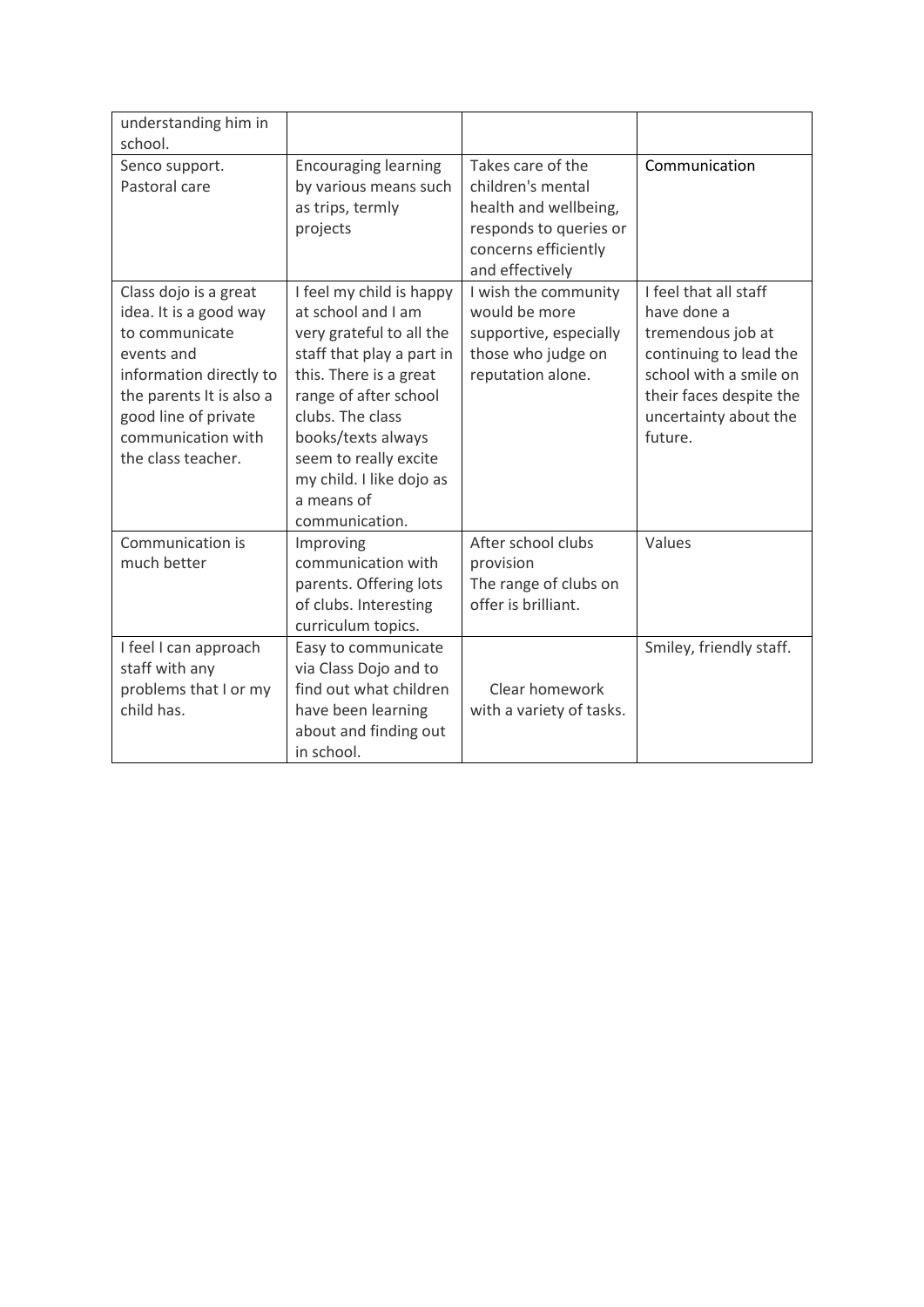| | | | |
|---|---|---|---|
| understanding him in school. | | | |
| Senco support. Pastoral care | Encouraging learning by various means such as trips, termly projects | Takes care of the children's mental health and wellbeing, responds to queries or concerns efficiently and effectively | Communication |
| Class dojo is a great idea. It is a good way to communicate events and information directly to the parents It is also a good line of private communication with the class teacher. | I feel my child is happy at school and I am very grateful to all the staff that play a part in this. There is a great range of after school clubs. The class books/texts always seem to really excite my child. I like dojo as a means of communication. | I wish the community would be more supportive, especially those who judge on reputation alone. | I feel that all staff have done a tremendous job at continuing to lead the school with a smile on their faces despite the uncertainty about the future. |
| Communication is much better | Improving communication with parents. Offering lots of clubs. Interesting curriculum topics. | After school clubs provision The range of clubs on offer is brilliant. | Values |
| I feel I can approach staff with any problems that I or my child has. | Easy to communicate via Class Dojo and to find out what children have been learning about and finding out in school. | Clear homework with a variety of tasks. | Smiley, friendly staff. |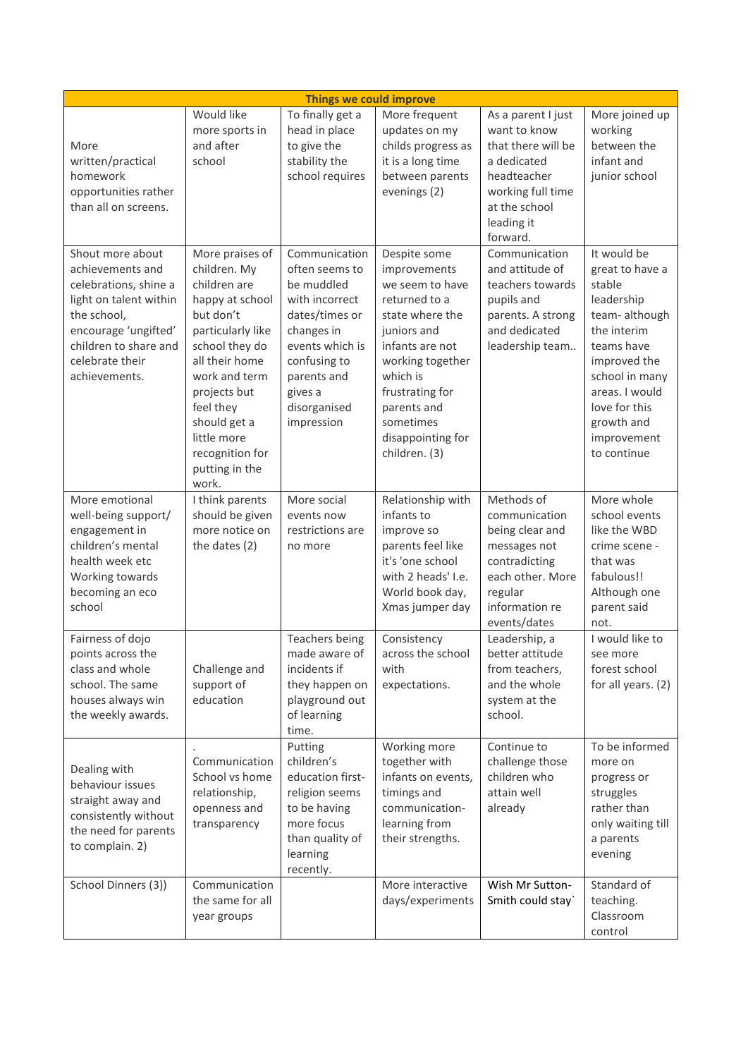| Things we could improve | | | | | |
|---|---|---|---|---|---|
| More written/practical homework opportunities rather than all on screens. | Would like more sports in and after school | To finally get a head in place to give the stability the school requires | More frequent updates on my childs progress as it is a long time between parents evenings (2) | As a parent I just want to know that there will be a dedicated headteacher working full time at the school leading it forward. | More joined up working between the infant and junior school |
| Shout more about achievements and celebrations, shine a light on talent within the school, encourage 'ungifted' children to share and celebrate their achievements. | More praises of children. My children are happy at school but don't particularly like school they do all their home work and term projects but feel they should get a little more recognition for putting in the work. | Communication often seems to be muddled with incorrect dates/times or changes in events which is confusing to parents and gives a disorganised impression | Despite some improvements we seem to have returned to a state where the juniors and infants are not working together which is frustrating for parents and sometimes disappointing for children. (3) | Communication and attitude of teachers towards pupils and parents. A strong and dedicated leadership team.. | It would be great to have a stable leadership team- although the interim teams have improved the school in many areas. I would love for this growth and improvement to continue |
| More emotional well-being support/ engagement in children's mental health week etc Working towards becoming an eco school | I think parents should be given more notice on the dates (2) | More social events now restrictions are no more | Relationship with infants to improve so parents feel like it's 'one school with 2 heads' I.e. World book day, Xmas jumper day | Methods of communication being clear and messages not contradicting each other. More regular information re events/dates | More whole school events like the WBD crime scene - that was fabulous!! Although one parent said not. |
| Fairness of dojo points across the class and whole school. The same houses always win the weekly awards. | Challenge and support of education | Teachers being made aware of incidents if they happen on playground out of learning time. | Consistency across the school with expectations. | Leadership, a better attitude from teachers, and the whole system at the school. | I would like to see more forest school for all years. (2) |
| Dealing with behaviour issues straight away and consistently without the need for parents to complain. 2) | . Communication School vs home relationship, openness and transparency | Putting children's education first-religion seems to be having more focus than quality of learning recently. | Working more together with infants on events, timings and communication-learning from their strengths. | Continue to challenge those children who attain well already | To be informed more on progress or struggles rather than only waiting till a parents evening |
| School Dinners (3)) | Communication the same for all year groups | | More interactive days/experiments | Wish Mr Sutton-Smith could stay` | Standard of teaching. Classroom control |